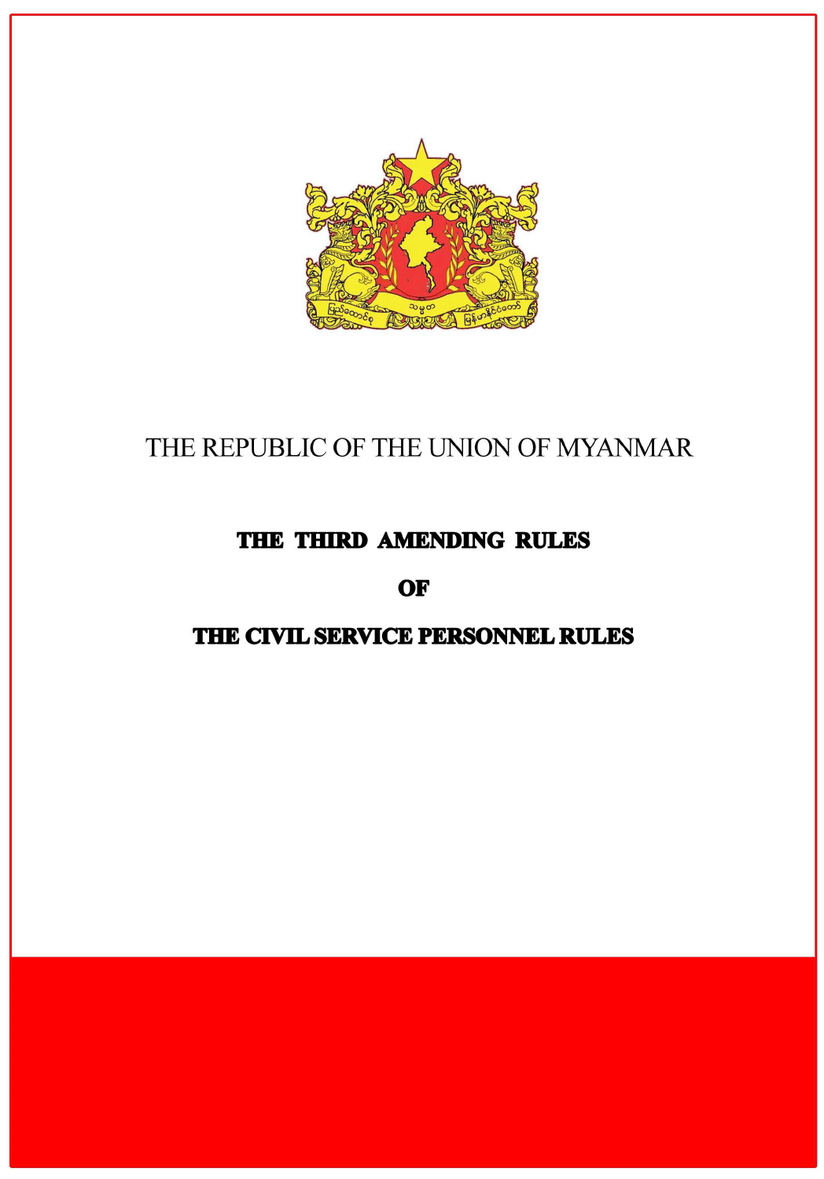THE REPUBLIC OF THE UNION OF MYANMAR

# THE THIRD AMENDING RULES

# OF

# THE CIVIL SERVICE PERSONNEL RULES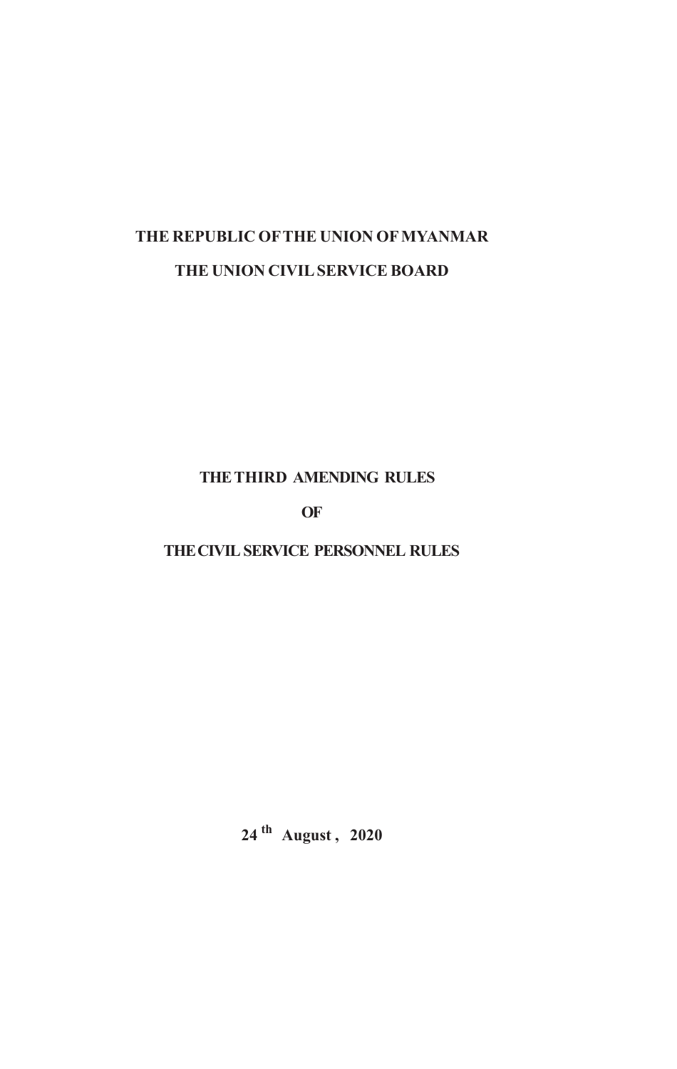**THE REPUBLIC OF THE UNION OF MYANMAR**

**THE UNION CIVIL SERVICE BOARD**

# THE THIRD AMENDING RULES

# OF

# THE CIVIL SERVICE PERSONNEL RULES

**24th August, 2020**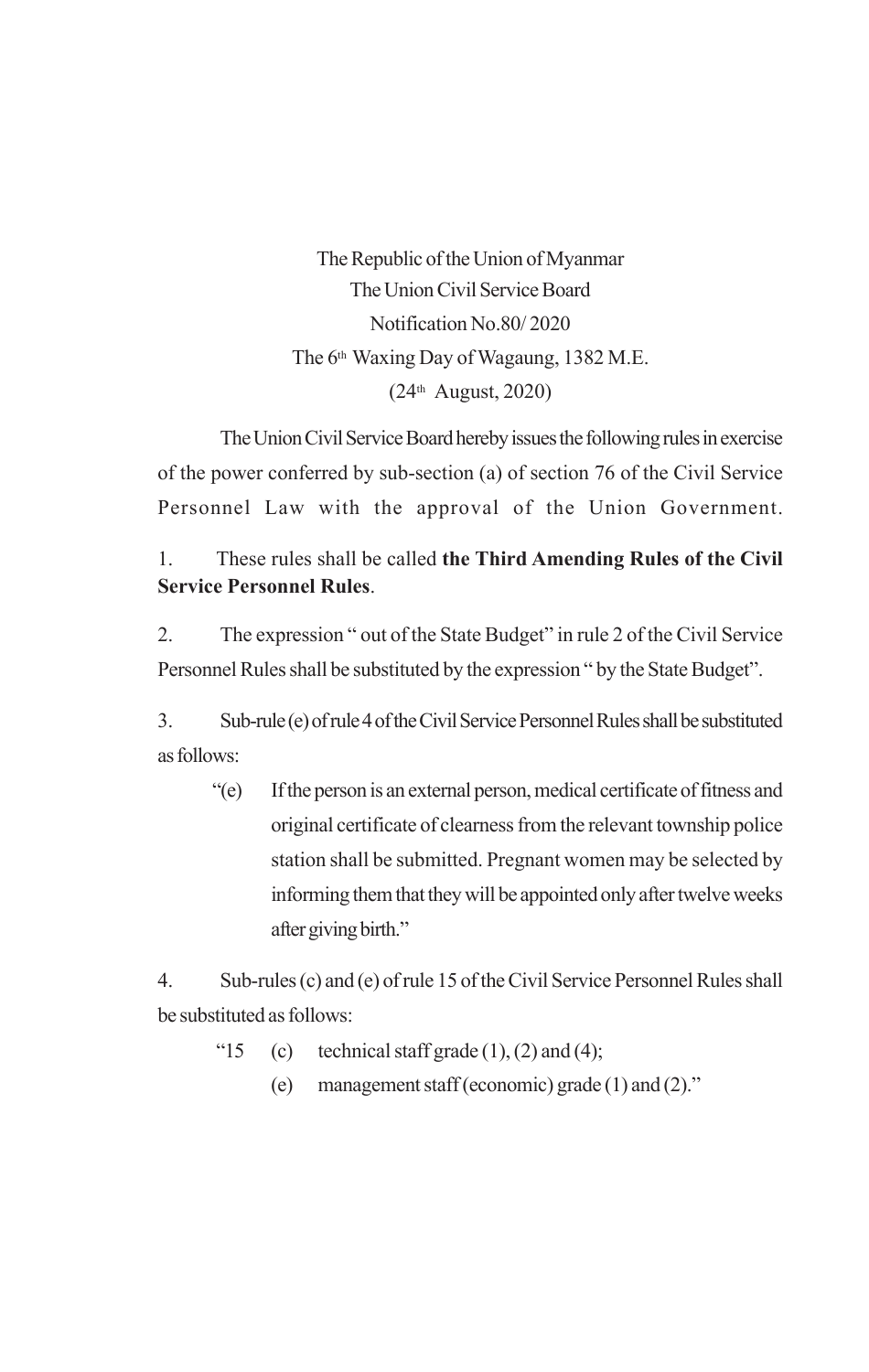The Republic of the Union of Myanmar

The Union Civil Service Board

Notification No.80/ 2020

The 6th Waxing Day of Wagaung, 1382 M.E.

(24th August, 2020)

The Union Civil Service Board hereby issues the following rules in exercise of the power conferred by sub-section (a) of section 76 of the Civil Service Personnel Law with the approval of the Union Government.

1. These rules shall be called **the Third Amending Rules of the Civil Service Personnel Rules**.

2. The expression " out of the State Budget" in rule 2 of the Civil Service Personnel Rules shall be substituted by the expression " by the State Budget".

3. Sub-rule (e) of rule 4 of the Civil Service Personnel Rules shall be substituted as follows:

"(e) If the person is an external person, medical certificate of fitness and original certificate of clearness from the relevant township police station shall be submitted. Pregnant women may be selected by informing them that they will be appointed only after twelve weeks after giving birth."

4. Sub-rules (c) and (e) of rule 15 of the Civil Service Personnel Rules shall be substituted as follows:

"15 (c) technical staff grade (1), (2) and (4);

(e) management staff (economic) grade (1) and (2)."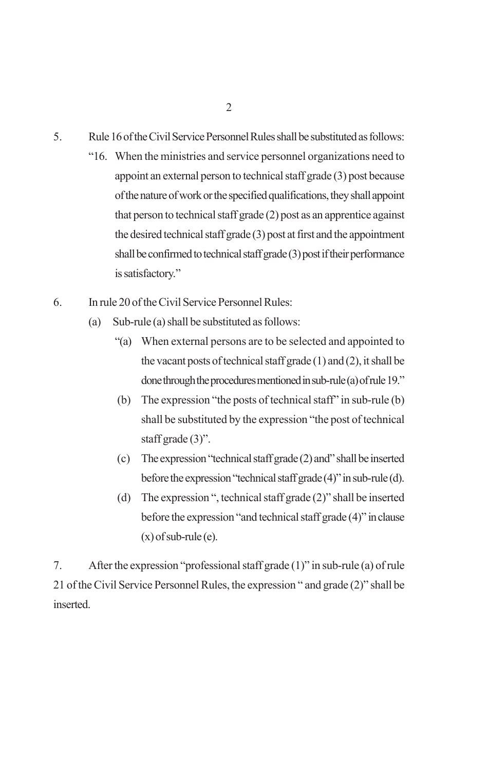5. Rule 16 of the Civil Service Personnel Rules shall be substituted as follows:

   "16. When the ministries and service personnel organizations need to appoint an external person to technical staff grade (3) post because of the nature of work or the specified qualifications, they shall appoint that person to technical staff grade (2) post as an apprentice against the desired technical staff grade (3) post at first and the appointment shall be confirmed to technical staff grade (3) post if their performance is satisfactory."

6. In rule 20 of the Civil Service Personnel Rules:

   (a) Sub-rule (a) shall be substituted as follows:

   "(a) When external persons are to be selected and appointed to the vacant posts of technical staff grade (1) and (2), it shall be done through the procedures mentioned in sub-rule (a) of rule 19."

   (b) The expression "the posts of technical staff" in sub-rule (b) shall be substituted by the expression "the post of technical staff grade (3)".

   (c) The expression "technical staff grade (2) and" shall be inserted before the expression "technical staff grade (4)" in sub-rule (d).

   (d) The expression ", technical staff grade (2)" shall be inserted before the expression "and technical staff grade (4)" in clause (x) of sub-rule (e).

7. After the expression "professional staff grade (1)" in sub-rule (a) of rule 21 of the Civil Service Personnel Rules, the expression " and grade (2)" shall be inserted.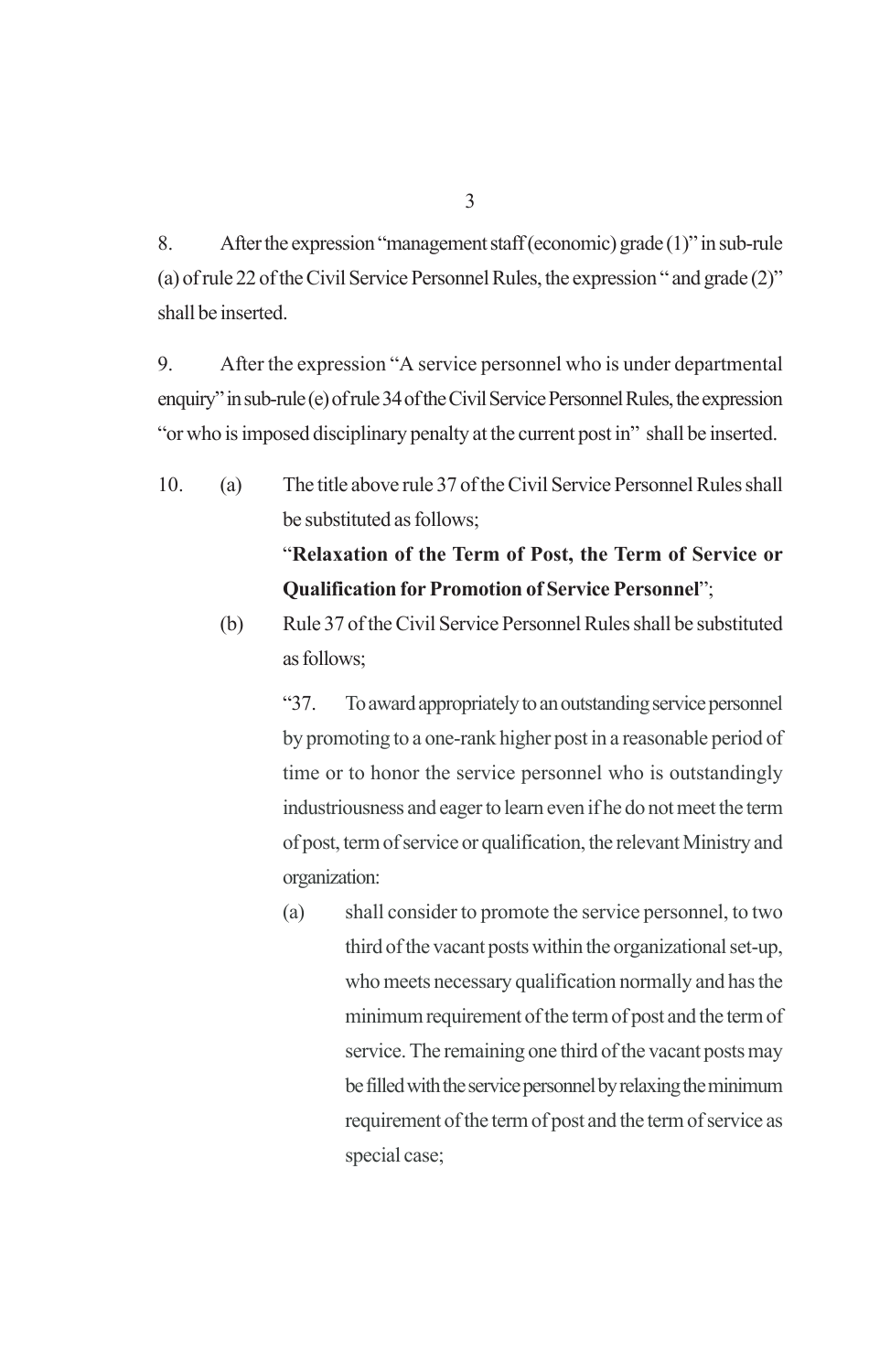8. After the expression "management staff (economic) grade (1)" in sub-rule (a) of rule 22 of the Civil Service Personnel Rules, the expression " and grade (2)" shall be inserted.

9. After the expression "A service personnel who is under departmental enquiry" in sub-rule (e) of rule 34 of the Civil Service Personnel Rules, the expression "or who is imposed disciplinary penalty at the current post in" shall be inserted.

10. (a) The title above rule 37 of the Civil Service Personnel Rules shall be substituted as follows;

"**Relaxation of the Term of Post, the Term of Service or Qualification for Promotion of Service Personnel**";

(b) Rule 37 of the Civil Service Personnel Rules shall be substituted as follows;

"37. To award appropriately to an outstanding service personnel by promoting to a one-rank higher post in a reasonable period of time or to honor the service personnel who is outstandingly industriousness and eager to learn even if he do not meet the term of post, term of service or qualification, the relevant Ministry and organization:

(a) shall consider to promote the service personnel, to two third of the vacant posts within the organizational set-up, who meets necessary qualification normally and has the minimum requirement of the term of post and the term of service. The remaining one third of the vacant posts may be filled with the service personnel by relaxing the minimum requirement of the term of post and the term of service as special case;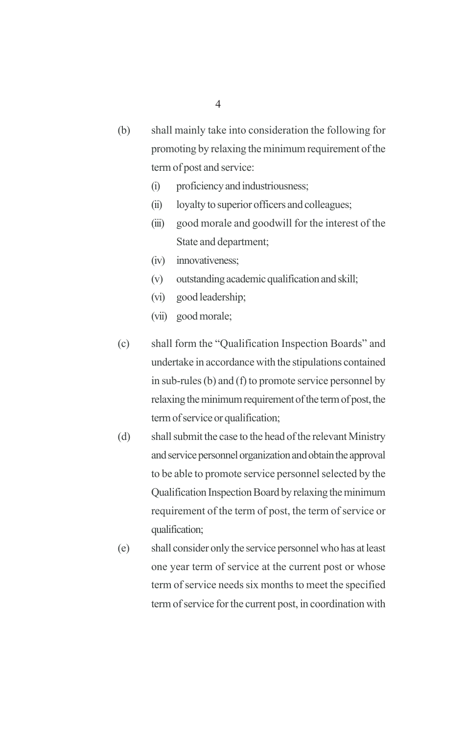(b) shall mainly take into consideration the following for promoting by relaxing the minimum requirement of the term of post and service:

   (i) proficiency and industriousness;
   (ii) loyalty to superior officers and colleagues;
   (iii) good morale and goodwill for the interest of the State and department;
   (iv) innovativeness;
   (v) outstanding academic qualification and skill;
   (vi) good leadership;
   (vii) good morale;

(c) shall form the "Qualification Inspection Boards" and undertake in accordance with the stipulations contained in sub-rules (b) and (f) to promote service personnel by relaxing the minimum requirement of the term of post, the term of service or qualification;

(d) shall submit the case to the head of the relevant Ministry and service personnel organization and obtain the approval to be able to promote service personnel selected by the Qualification Inspection Board by relaxing the minimum requirement of the term of post, the term of service or qualification;

(e) shall consider only the service personnel who has at least one year term of service at the current post or whose term of service needs six months to meet the specified term of service for the current post, in coordination with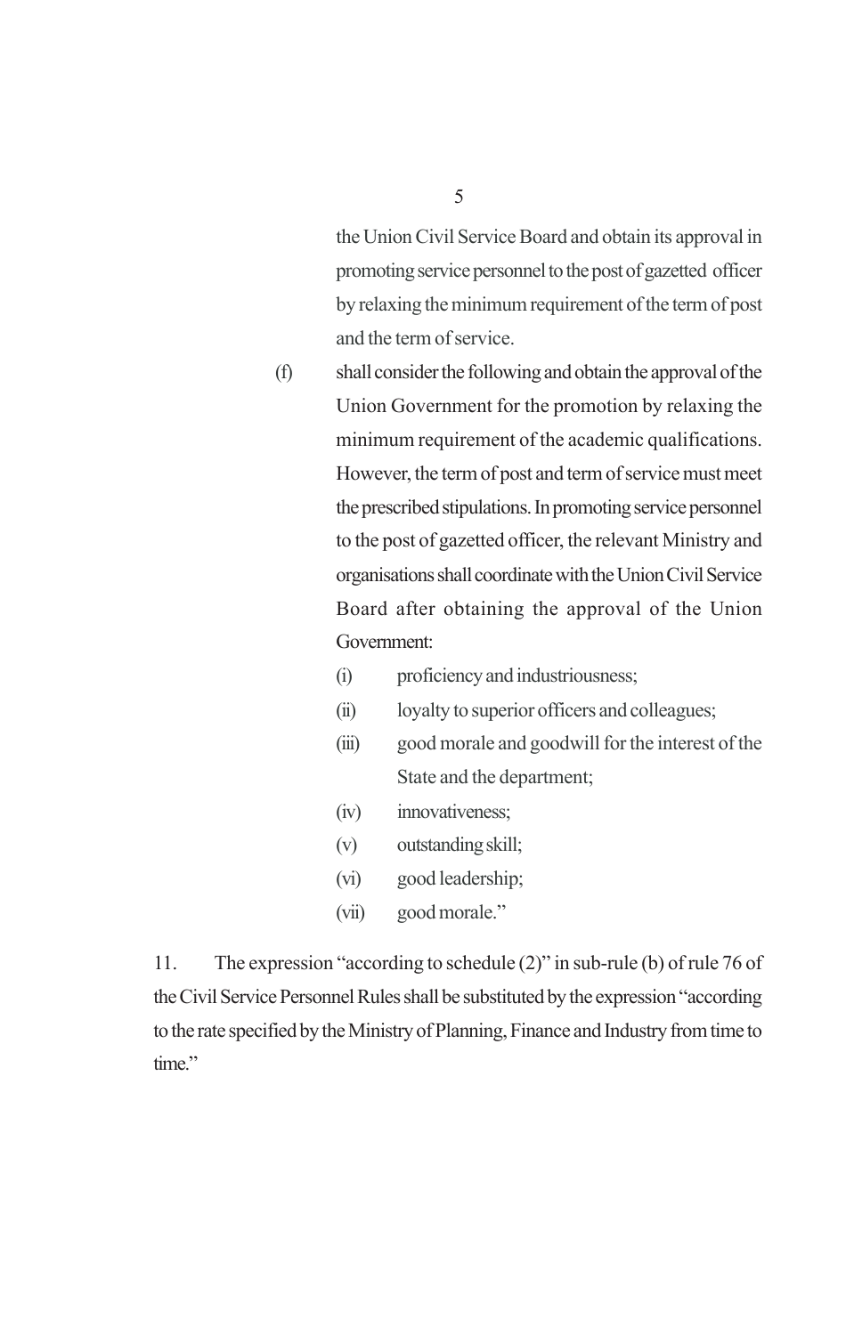the Union Civil Service Board and obtain its approval in promoting service personnel to the post of gazetted officer by relaxing the minimum requirement of the term of post and the term of service.

(f) shall consider the following and obtain the approval of the Union Government for the promotion by relaxing the minimum requirement of the academic qualifications. However, the term of post and term of service must meet the prescribed stipulations. In promoting service personnel to the post of gazetted officer, the relevant Ministry and organisations shall coordinate with the Union Civil Service Board after obtaining the approval of the Union Government:

   (i) proficiency and industriousness;

   (ii) loyalty to superior officers and colleagues;

   (iii) good morale and goodwill for the interest of the State and the department;

   (iv) innovativeness;

   (v) outstanding skill;

   (vi) good leadership;

   (vii) good morale."

11. The expression "according to schedule (2)" in sub-rule (b) of rule 76 of the Civil Service Personnel Rules shall be substituted by the expression "according to the rate specified by the Ministry of Planning, Finance and Industry from time to time."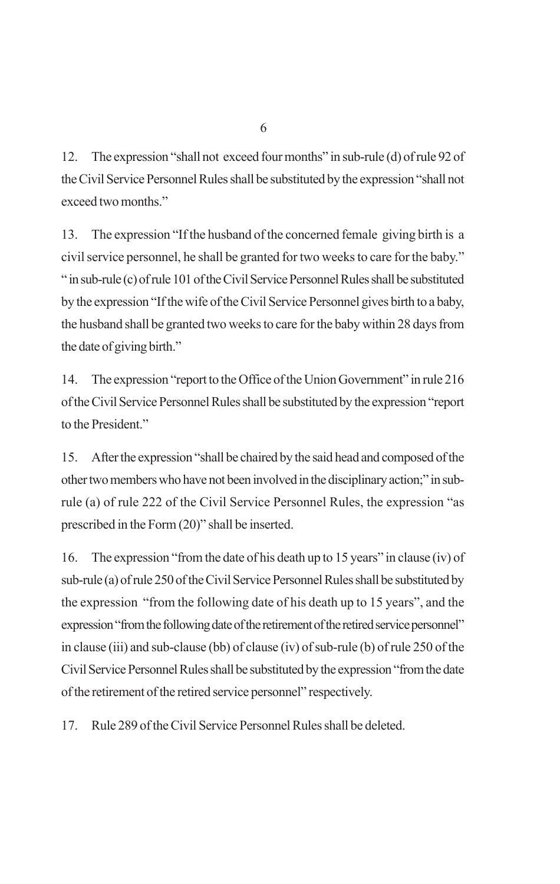12. The expression “shall not exceed four months” in sub-rule (d) of rule 92 of the Civil Service Personnel Rules shall be substituted by the expression “shall not exceed two months.”

13. The expression “If the husband of the concerned female giving birth is a civil service personnel, he shall be granted for two weeks to care for the baby.” “ in sub-rule (c) of rule 101 of the Civil Service Personnel Rules shall be substituted by the expression “If the wife of the Civil Service Personnel gives birth to a baby, the husband shall be granted two weeks to care for the baby within 28 days from the date of giving birth.”

14. The expression “report to the Office of the Union Government” in rule 216 of the Civil Service Personnel Rules shall be substituted by the expression “report to the President.”

15. After the expression “shall be chaired by the said head and composed of the other two members who have not been involved in the disciplinary action;” in sub-rule (a) of rule 222 of the Civil Service Personnel Rules, the expression “as prescribed in the Form (20)” shall be inserted.

16. The expression “from the date of his death up to 15 years” in clause (iv) of sub-rule (a) of rule 250 of the Civil Service Personnel Rules shall be substituted by the expression “from the following date of his death up to 15 years”, and the expression “from the following date of the retirement of the retired service personnel” in clause (iii) and sub-clause (bb) of clause (iv) of sub-rule (b) of rule 250 of the Civil Service Personnel Rules shall be substituted by the expression “from the date of the retirement of the retired service personnel” respectively.

17. Rule 289 of the Civil Service Personnel Rules shall be deleted.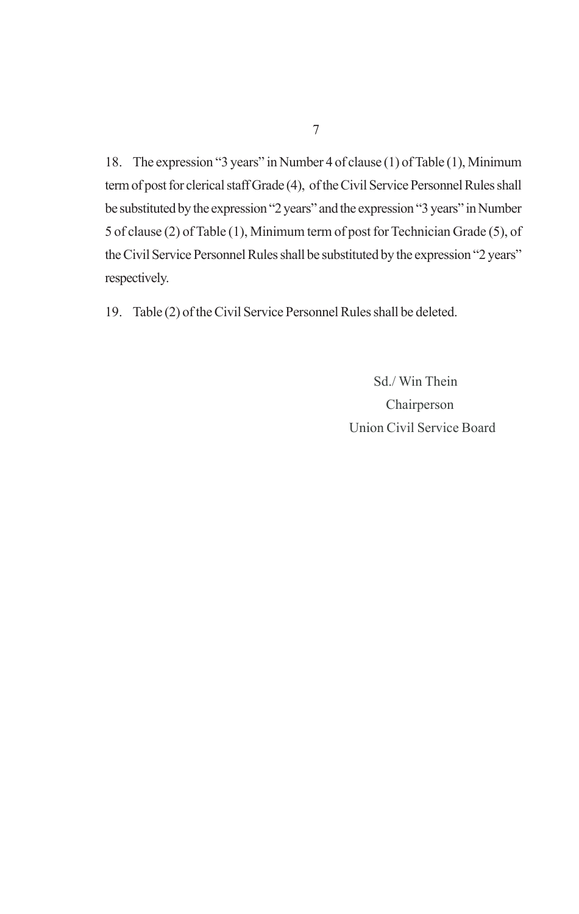18. The expression “3 years” in Number 4 of clause (1) of Table (1), Minimum term of post for clerical staff Grade (4), of the Civil Service Personnel Rules shall be substituted by the expression “2 years” and the expression “3 years” in Number 5 of clause (2) of Table (1), Minimum term of post for Technician Grade (5), of the Civil Service Personnel Rules shall be substituted by the expression “2 years” respectively.

19. Table (2) of the Civil Service Personnel Rules shall be deleted.

Sd./ Win Thein
Chairperson
Union Civil Service Board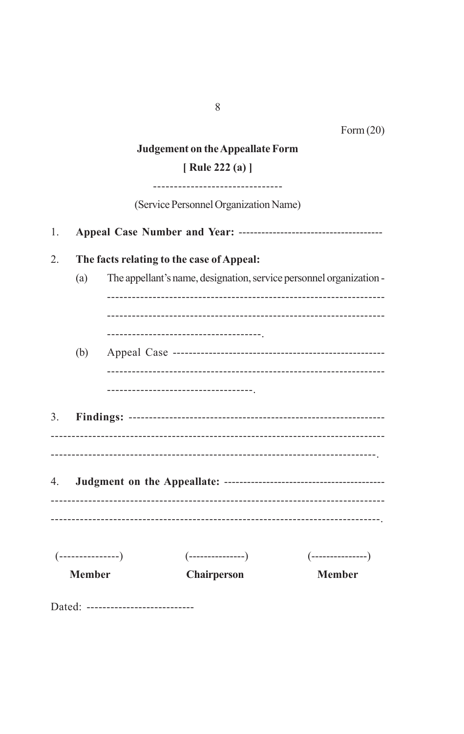Form (20)

**Judgement on the Appeallate Form**

**[ Rule 222 (a) ]**

-------------------------------

(Service Personnel Organization Name)

1. **Appeal Case Number and Year:** -------------------------------------

2. **The facts relating to the case of Appeal:**

   (a) The appellant's name, designation, service personnel organization - ------------------------------------------------------------------ ------------------------------------------------------------------ -------------------------------------.

   (b) Appeal Case ---------------------------------------------------- ------------------------------------------------------------------ -----------------------------------.

3. **Findings:** -------------------------------------------------------------- ------------------------------------------------------------------------------ -----------------------------------------------------------------------------.

4. **Judgment on the Appeallate:** ----------------------------------------- ------------------------------------------------------------------------------ ------------------------------------------------------------------------------.

| | | |
|---|---|---|
| (---------------) | (---------------) | (---------------) |
| **Member** | **Chairperson** | **Member** |

Dated: ---------------------------